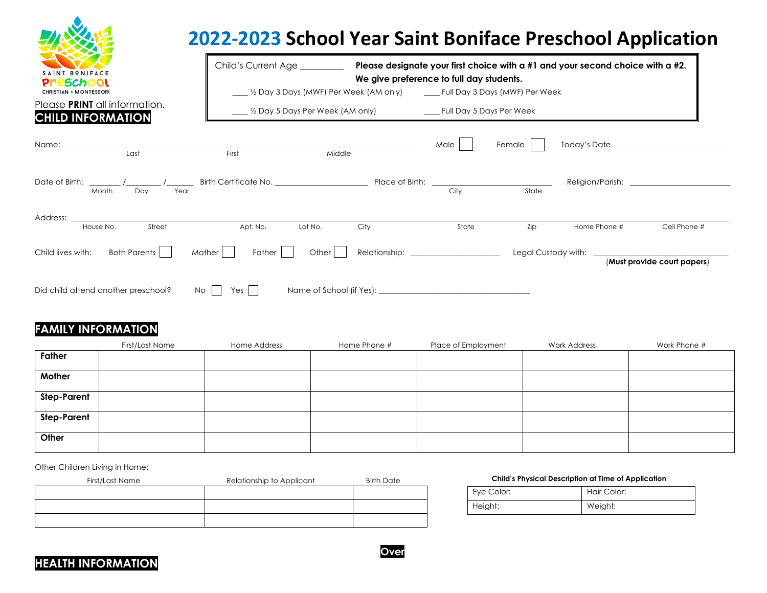# 2022-2023 School Year Saint Boniface Preschool Application

SAINT BONIFACE
Preschool
CHRISTIAN • MONTESSORI

Please **PRINT** all information.

Child's Current Age __________

**Please designate your first choice with a #1 and your second choice with a #2.**
**We give preference to full day students.**

____ ½ Day 3 Days (MWF) Per Week (AM only)    ____ Full Day 3 Days (MWF) Per Week

____ ½ Day 5 Days Per Week (AM only)    ____ Full Day 5 Days Per Week

## CHILD INFORMATION

Name: ______________________________________________ (Last / First / Middle)    Male ☐    Female ☐    Today's Date ____________________

Date of Birth: _______ /________ /_______ (Month / Day / Year)    Birth Certificate No. ____________________    Place of Birth: ____________________ (City / State)    Religion/Parish: ____________________

Address: ______________________________________________________________ (House No. / Street / Apt. No. / Lot No. / City / State / Zip / Home Phone # / Cell Phone #)

Child lives with:    Both Parents ☐    Mother ☐    Father ☐    Other ☐    Relationship: ____________________    Legal Custody with: ____________________ (**Must provide court papers**)

Did child attend another preschool?    No ☐    Yes ☐    Name of School (if Yes): ______________________________

## FAMILY INFORMATION

| | First/Last Name | Home Address | Home Phone # | Place of Employment | Work Address | Work Phone # |
|---|---|---|---|---|---|---|
| **Father** | | | | | | |
| **Mother** | | | | | | |
| **Step-Parent** | | | | | | |
| **Step-Parent** | | | | | | |
| **Other** | | | | | | |

Other Children Living in Home:

| First/Last Name | Relationship to Applicant | Birth Date |
|---|---|---|
| | | |
| | | |
| | | |

**Child's Physical Description at Time of Application**

| Eye Color: | Hair Color: |
|---|---|
| Height: | Weight: |

**Over**

## HEALTH INFORMATION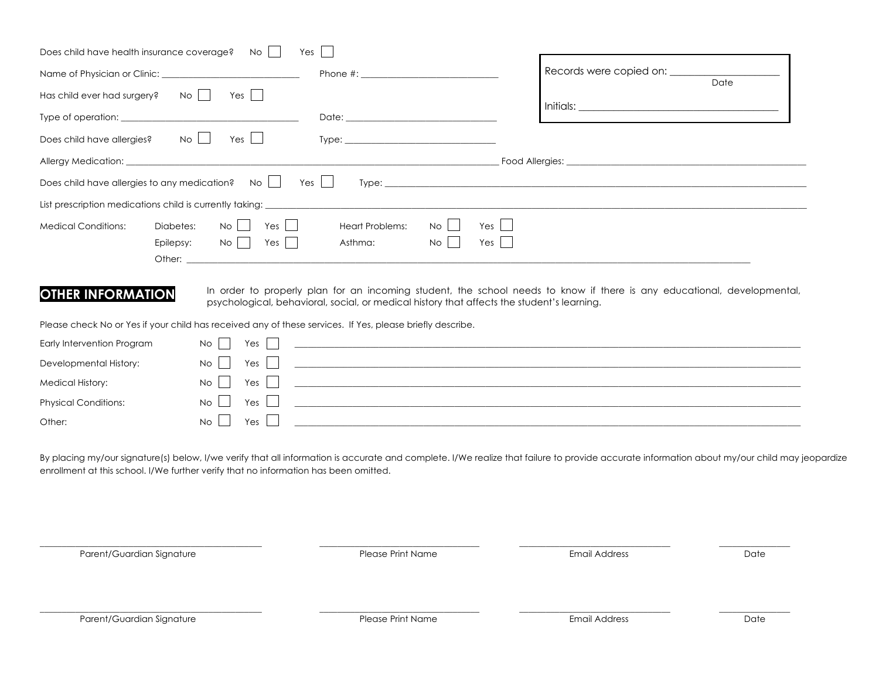Does child have health insurance coverage? No ☐ Yes ☐

Name of Physician or Clinic: ____________________ Phone #: ____________________

| Records were copied on: ____________________ Date |
|---|
| Initials: ____________________ |

Has child ever had surgery? No ☐ Yes ☐

Type of operation: ____________________ Date: ____________________

Does child have allergies? No ☐ Yes ☐ Type: ____________________

Allergy Medication: ____________________ Food Allergies: ____________________

Does child have allergies to any medication? No ☐ Yes ☐ Type: ____________________

List prescription medications child is currently taking: ____________________

Medical Conditions:

- Diabetes: No ☐ Yes ☐ Heart Problems: No ☐ Yes ☐
- Epilepsy: No ☐ Yes ☐ Asthma: No ☐ Yes ☐
- Other: ____________________

## OTHER INFORMATION

In order to properly plan for an incoming student, the school needs to know if there is any educational, developmental, psychological, behavioral, social, or medical history that affects the student's learning.

Please check No or Yes if your child has received any of these services. If Yes, please briefly describe.

| | | | |
|---|---|---|---|
| Early Intervention Program | No ☐ | Yes ☐ | ____________________ |
| Developmental History: | No ☐ | Yes ☐ | ____________________ |
| Medical History: | No ☐ | Yes ☐ | ____________________ |
| Physical Conditions: | No ☐ | Yes ☐ | ____________________ |
| Other: | No ☐ | Yes ☐ | ____________________ |

By placing my/our signature(s) below, I/we verify that all information is accurate and complete. I/We realize that failure to provide accurate information about my/our child may jeopardize enrollment at this school. I/We further verify that no information has been omitted.

| | | | |
|---|---|---|---|
| ____________________ | ____________________ | ____________________ | __________ |
| Parent/Guardian Signature | Please Print Name | Email Address | Date |
| ____________________ | ____________________ | ____________________ | __________ |
| Parent/Guardian Signature | Please Print Name | Email Address | Date |